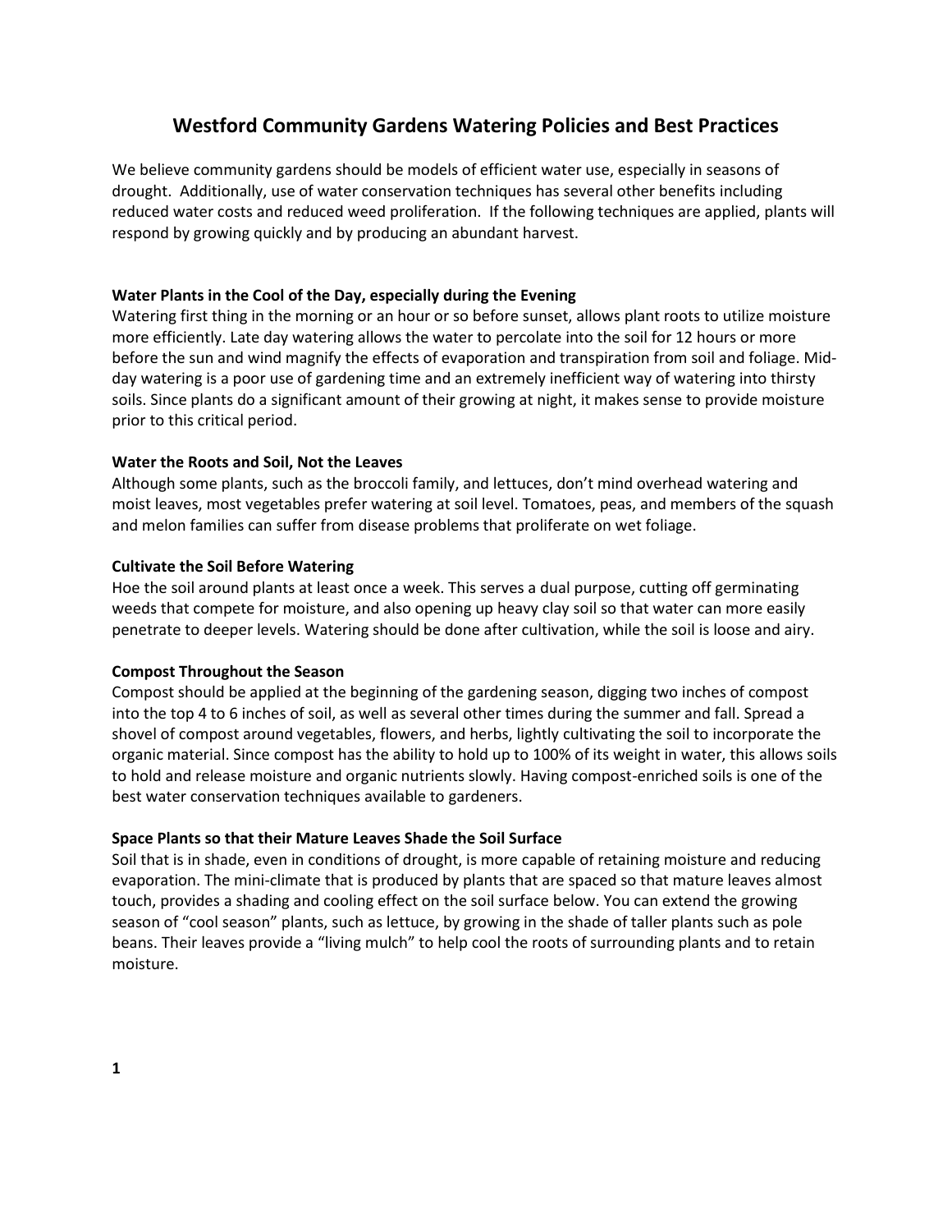# Westford Community Gardens Watering Policies and Best Practices

We believe community gardens should be models of efficient water use, especially in seasons of drought. Additionally, use of water conservation techniques has several other benefits including reduced water costs and reduced weed proliferation. If the following techniques are applied, plants will respond by growing quickly and by producing an abundant harvest.

**Water Plants in the Cool of the Day, especially during the Evening**

Watering first thing in the morning or an hour or so before sunset, allows plant roots to utilize moisture more efficiently. Late day watering allows the water to percolate into the soil for 12 hours or more before the sun and wind magnify the effects of evaporation and transpiration from soil and foliage. Mid-day watering is a poor use of gardening time and an extremely inefficient way of watering into thirsty soils. Since plants do a significant amount of their growing at night, it makes sense to provide moisture prior to this critical period.

**Water the Roots and Soil, Not the Leaves**

Although some plants, such as the broccoli family, and lettuces, don't mind overhead watering and moist leaves, most vegetables prefer watering at soil level. Tomatoes, peas, and members of the squash and melon families can suffer from disease problems that proliferate on wet foliage.

**Cultivate the Soil Before Watering**

Hoe the soil around plants at least once a week. This serves a dual purpose, cutting off germinating weeds that compete for moisture, and also opening up heavy clay soil so that water can more easily penetrate to deeper levels. Watering should be done after cultivation, while the soil is loose and airy.

**Compost Throughout the Season**

Compost should be applied at the beginning of the gardening season, digging two inches of compost into the top 4 to 6 inches of soil, as well as several other times during the summer and fall. Spread a shovel of compost around vegetables, flowers, and herbs, lightly cultivating the soil to incorporate the organic material. Since compost has the ability to hold up to 100% of its weight in water, this allows soils to hold and release moisture and organic nutrients slowly. Having compost-enriched soils is one of the best water conservation techniques available to gardeners.

**Space Plants so that their Mature Leaves Shade the Soil Surface**

Soil that is in shade, even in conditions of drought, is more capable of retaining moisture and reducing evaporation. The mini-climate that is produced by plants that are spaced so that mature leaves almost touch, provides a shading and cooling effect on the soil surface below. You can extend the growing season of "cool season" plants, such as lettuce, by growing in the shade of taller plants such as pole beans. Their leaves provide a "living mulch" to help cool the roots of surrounding plants and to retain moisture.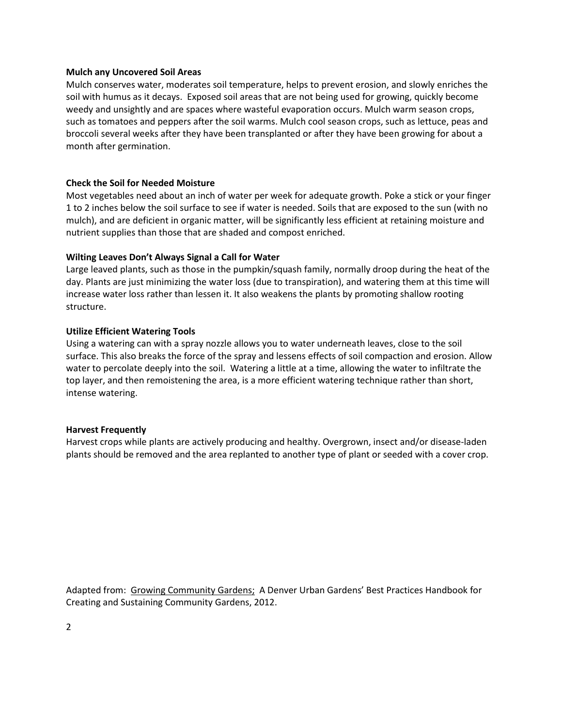**Mulch any Uncovered Soil Areas**

Mulch conserves water, moderates soil temperature, helps to prevent erosion, and slowly enriches the soil with humus as it decays. Exposed soil areas that are not being used for growing, quickly become weedy and unsightly and are spaces where wasteful evaporation occurs. Mulch warm season crops, such as tomatoes and peppers after the soil warms. Mulch cool season crops, such as lettuce, peas and broccoli several weeks after they have been transplanted or after they have been growing for about a month after germination.

**Check the Soil for Needed Moisture**

Most vegetables need about an inch of water per week for adequate growth. Poke a stick or your finger 1 to 2 inches below the soil surface to see if water is needed. Soils that are exposed to the sun (with no mulch), and are deficient in organic matter, will be significantly less efficient at retaining moisture and nutrient supplies than those that are shaded and compost enriched.

**Wilting Leaves Don't Always Signal a Call for Water**

Large leaved plants, such as those in the pumpkin/squash family, normally droop during the heat of the day. Plants are just minimizing the water loss (due to transpiration), and watering them at this time will increase water loss rather than lessen it. It also weakens the plants by promoting shallow rooting structure.

**Utilize Efficient Watering Tools**

Using a watering can with a spray nozzle allows you to water underneath leaves, close to the soil surface. This also breaks the force of the spray and lessens effects of soil compaction and erosion. Allow water to percolate deeply into the soil. Watering a little at a time, allowing the water to infiltrate the top layer, and then remoistening the area, is a more efficient watering technique rather than short, intense watering.

**Harvest Frequently**

Harvest crops while plants are actively producing and healthy. Overgrown, insect and/or disease-laden plants should be removed and the area replanted to another type of plant or seeded with a cover crop.

Adapted from: Growing Community Gardens; A Denver Urban Gardens' Best Practices Handbook for Creating and Sustaining Community Gardens, 2012.